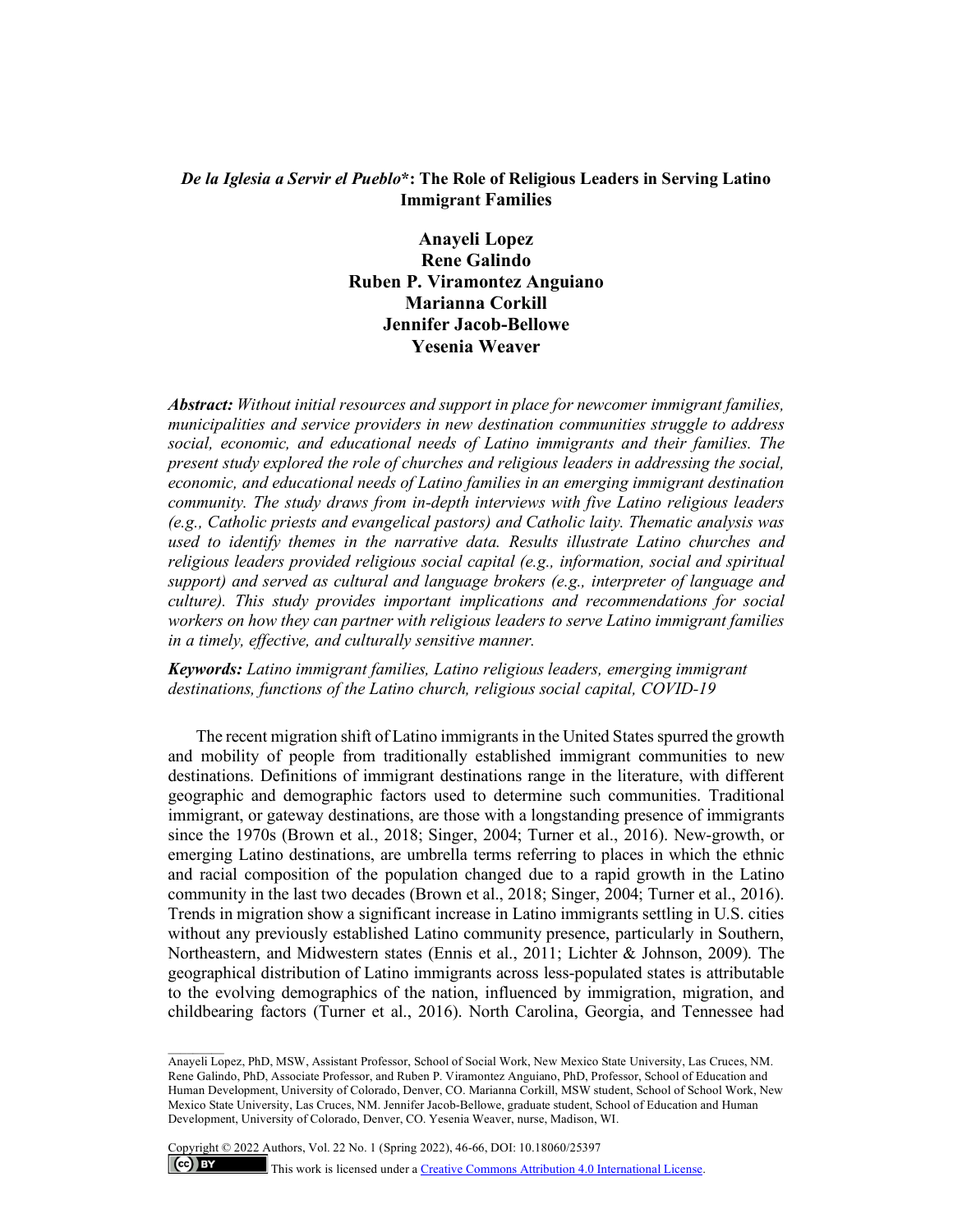# *De la Iglesia a Servir el Pueblo*\*: The Role of Religious Leaders in Serving Latino Immigrant Families

**Anayeli Lopez**
**Rene Galindo**
**Ruben P. Viramontez Anguiano**
**Marianna Corkill**
**Jennifer Jacob-Bellowe**
**Yesenia Weaver**

***Abstract:*** *Without initial resources and support in place for newcomer immigrant families, municipalities and service providers in new destination communities struggle to address social, economic, and educational needs of Latino immigrants and their families. The present study explored the role of churches and religious leaders in addressing the social, economic, and educational needs of Latino families in an emerging immigrant destination community. The study draws from in-depth interviews with five Latino religious leaders (e.g., Catholic priests and evangelical pastors) and Catholic laity. Thematic analysis was used to identify themes in the narrative data. Results illustrate Latino churches and religious leaders provided religious social capital (e.g., information, social and spiritual support) and served as cultural and language brokers (e.g., interpreter of language and culture). This study provides important implications and recommendations for social workers on how they can partner with religious leaders to serve Latino immigrant families in a timely, effective, and culturally sensitive manner.*

***Keywords:*** *Latino immigrant families, Latino religious leaders, emerging immigrant destinations, functions of the Latino church, religious social capital, COVID-19*

The recent migration shift of Latino immigrants in the United States spurred the growth and mobility of people from traditionally established immigrant communities to new destinations. Definitions of immigrant destinations range in the literature, with different geographic and demographic factors used to determine such communities. Traditional immigrant, or gateway destinations, are those with a longstanding presence of immigrants since the 1970s (Brown et al., 2018; Singer, 2004; Turner et al., 2016). New-growth, or emerging Latino destinations, are umbrella terms referring to places in which the ethnic and racial composition of the population changed due to a rapid growth in the Latino community in the last two decades (Brown et al., 2018; Singer, 2004; Turner et al., 2016). Trends in migration show a significant increase in Latino immigrants settling in U.S. cities without any previously established Latino community presence, particularly in Southern, Northeastern, and Midwestern states (Ennis et al., 2011; Lichter & Johnson, 2009). The geographical distribution of Latino immigrants across less-populated states is attributable to the evolving demographics of the nation, influenced by immigration, migration, and childbearing factors (Turner et al., 2016). North Carolina, Georgia, and Tennessee had

---

Anayeli Lopez, PhD, MSW, Assistant Professor, School of Social Work, New Mexico State University, Las Cruces, NM. Rene Galindo, PhD, Associate Professor, and Ruben P. Viramontez Anguiano, PhD, Professor, School of Education and Human Development, University of Colorado, Denver, CO. Marianna Corkill, MSW student, School of School Work, New Mexico State University, Las Cruces, NM. Jennifer Jacob-Bellowe, graduate student, School of Education and Human Development, University of Colorado, Denver, CO. Yesenia Weaver, nurse, Madison, WI.

Copyright © 2022 Authors, Vol. 22 No. 1 (Spring 2022), 46-66, DOI: 10.18060/25397

This work is licensed under a Creative Commons Attribution 4.0 International License.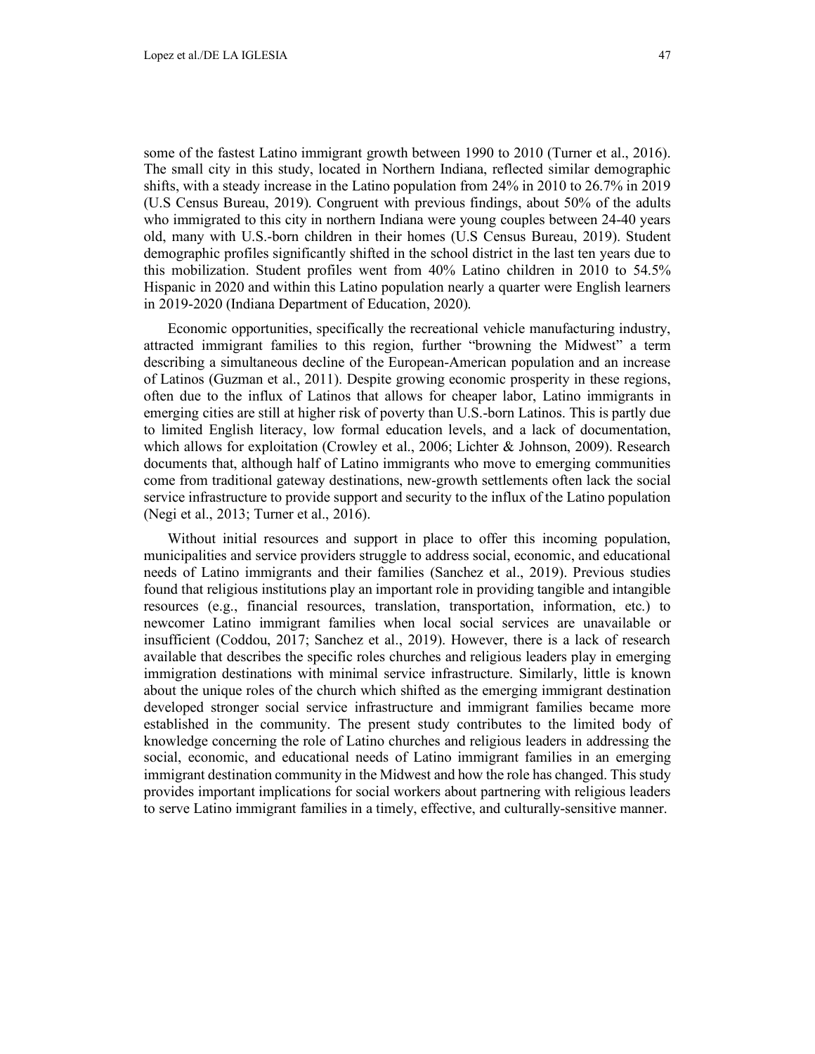some of the fastest Latino immigrant growth between 1990 to 2010 (Turner et al., 2016). The small city in this study, located in Northern Indiana, reflected similar demographic shifts, with a steady increase in the Latino population from 24% in 2010 to 26.7% in 2019 (U.S Census Bureau, 2019). Congruent with previous findings, about 50% of the adults who immigrated to this city in northern Indiana were young couples between 24-40 years old, many with U.S.-born children in their homes (U.S Census Bureau, 2019). Student demographic profiles significantly shifted in the school district in the last ten years due to this mobilization. Student profiles went from 40% Latino children in 2010 to 54.5% Hispanic in 2020 and within this Latino population nearly a quarter were English learners in 2019-2020 (Indiana Department of Education, 2020).

Economic opportunities, specifically the recreational vehicle manufacturing industry, attracted immigrant families to this region, further "browning the Midwest" a term describing a simultaneous decline of the European-American population and an increase of Latinos (Guzman et al., 2011). Despite growing economic prosperity in these regions, often due to the influx of Latinos that allows for cheaper labor, Latino immigrants in emerging cities are still at higher risk of poverty than U.S.-born Latinos. This is partly due to limited English literacy, low formal education levels, and a lack of documentation, which allows for exploitation (Crowley et al., 2006; Lichter & Johnson, 2009). Research documents that, although half of Latino immigrants who move to emerging communities come from traditional gateway destinations, new-growth settlements often lack the social service infrastructure to provide support and security to the influx of the Latino population (Negi et al., 2013; Turner et al., 2016).

Without initial resources and support in place to offer this incoming population, municipalities and service providers struggle to address social, economic, and educational needs of Latino immigrants and their families (Sanchez et al., 2019). Previous studies found that religious institutions play an important role in providing tangible and intangible resources (e.g., financial resources, translation, transportation, information, etc.) to newcomer Latino immigrant families when local social services are unavailable or insufficient (Coddou, 2017; Sanchez et al., 2019). However, there is a lack of research available that describes the specific roles churches and religious leaders play in emerging immigration destinations with minimal service infrastructure. Similarly, little is known about the unique roles of the church which shifted as the emerging immigrant destination developed stronger social service infrastructure and immigrant families became more established in the community. The present study contributes to the limited body of knowledge concerning the role of Latino churches and religious leaders in addressing the social, economic, and educational needs of Latino immigrant families in an emerging immigrant destination community in the Midwest and how the role has changed. This study provides important implications for social workers about partnering with religious leaders to serve Latino immigrant families in a timely, effective, and culturally-sensitive manner.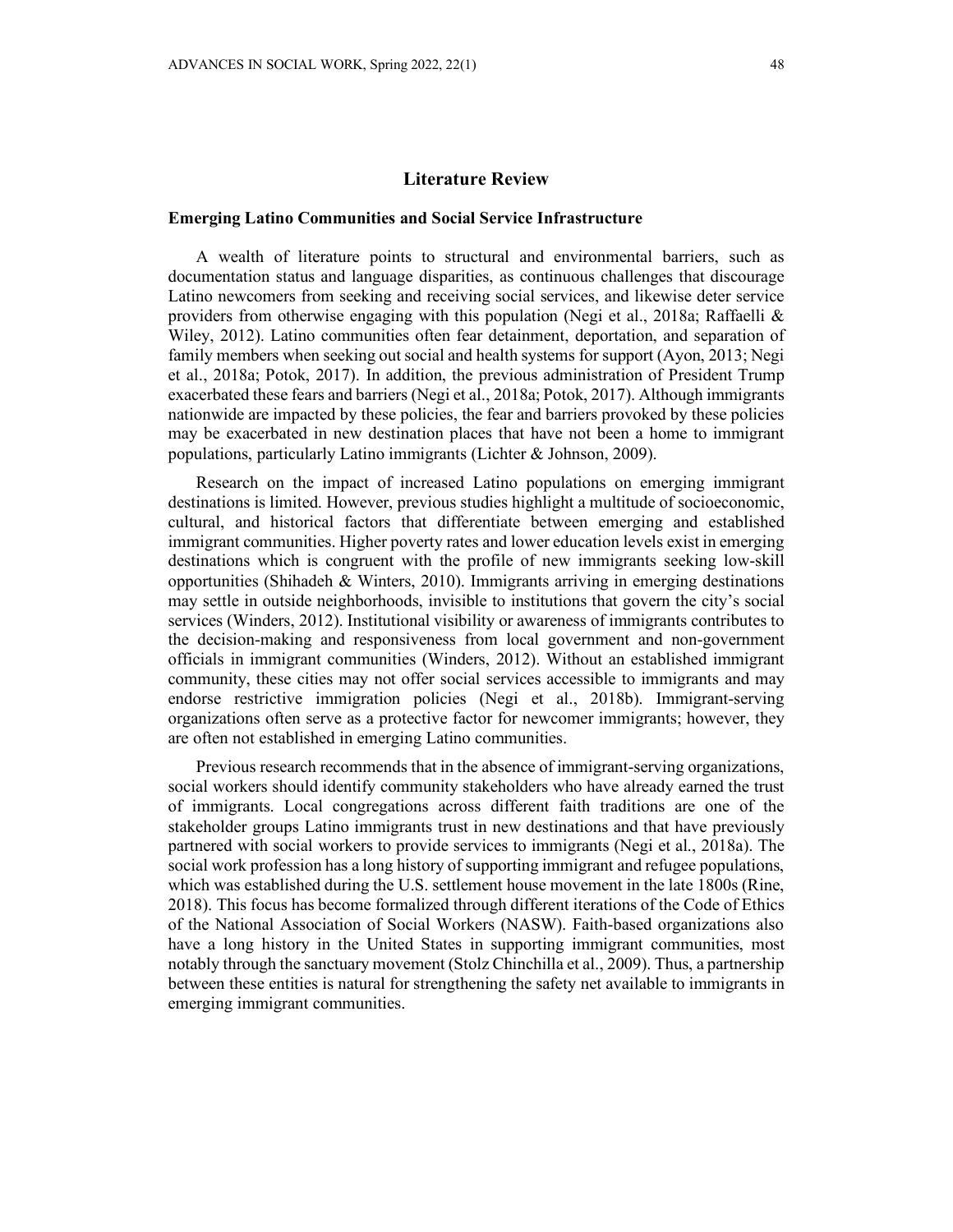## Literature Review

### Emerging Latino Communities and Social Service Infrastructure

A wealth of literature points to structural and environmental barriers, such as documentation status and language disparities, as continuous challenges that discourage Latino newcomers from seeking and receiving social services, and likewise deter service providers from otherwise engaging with this population (Negi et al., 2018a; Raffaelli & Wiley, 2012). Latino communities often fear detainment, deportation, and separation of family members when seeking out social and health systems for support (Ayon, 2013; Negi et al., 2018a; Potok, 2017). In addition, the previous administration of President Trump exacerbated these fears and barriers (Negi et al., 2018a; Potok, 2017). Although immigrants nationwide are impacted by these policies, the fear and barriers provoked by these policies may be exacerbated in new destination places that have not been a home to immigrant populations, particularly Latino immigrants (Lichter & Johnson, 2009).

Research on the impact of increased Latino populations on emerging immigrant destinations is limited. However, previous studies highlight a multitude of socioeconomic, cultural, and historical factors that differentiate between emerging and established immigrant communities. Higher poverty rates and lower education levels exist in emerging destinations which is congruent with the profile of new immigrants seeking low-skill opportunities (Shihadeh & Winters, 2010). Immigrants arriving in emerging destinations may settle in outside neighborhoods, invisible to institutions that govern the city's social services (Winders, 2012). Institutional visibility or awareness of immigrants contributes to the decision-making and responsiveness from local government and non-government officials in immigrant communities (Winders, 2012). Without an established immigrant community, these cities may not offer social services accessible to immigrants and may endorse restrictive immigration policies (Negi et al., 2018b). Immigrant-serving organizations often serve as a protective factor for newcomer immigrants; however, they are often not established in emerging Latino communities.

Previous research recommends that in the absence of immigrant-serving organizations, social workers should identify community stakeholders who have already earned the trust of immigrants. Local congregations across different faith traditions are one of the stakeholder groups Latino immigrants trust in new destinations and that have previously partnered with social workers to provide services to immigrants (Negi et al., 2018a). The social work profession has a long history of supporting immigrant and refugee populations, which was established during the U.S. settlement house movement in the late 1800s (Rine, 2018). This focus has become formalized through different iterations of the Code of Ethics of the National Association of Social Workers (NASW). Faith-based organizations also have a long history in the United States in supporting immigrant communities, most notably through the sanctuary movement (Stolz Chinchilla et al., 2009). Thus, a partnership between these entities is natural for strengthening the safety net available to immigrants in emerging immigrant communities.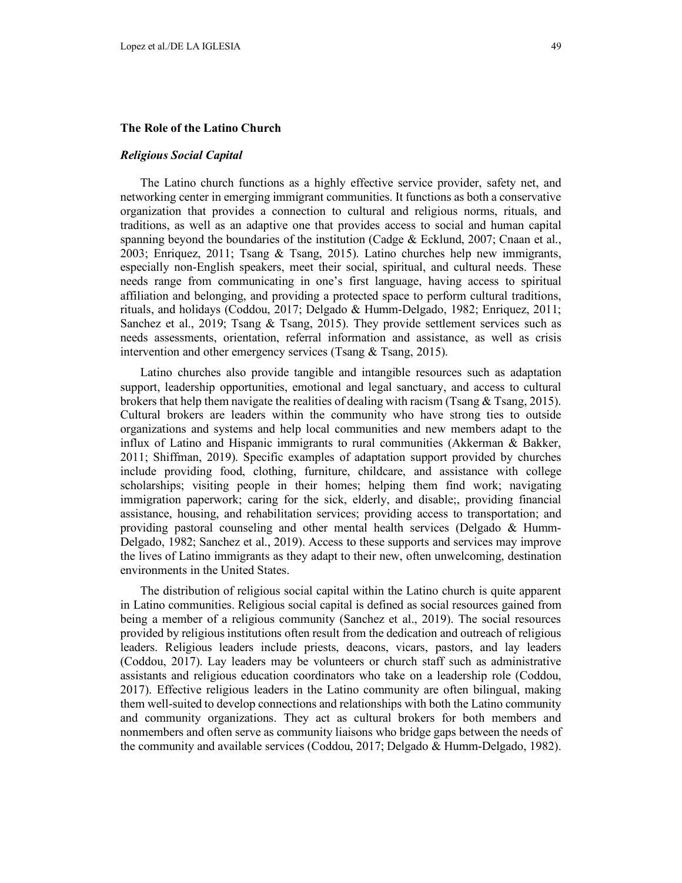## The Role of the Latino Church

### *Religious Social Capital*

The Latino church functions as a highly effective service provider, safety net, and networking center in emerging immigrant communities. It functions as both a conservative organization that provides a connection to cultural and religious norms, rituals, and traditions, as well as an adaptive one that provides access to social and human capital spanning beyond the boundaries of the institution (Cadge & Ecklund, 2007; Cnaan et al., 2003; Enriquez, 2011; Tsang & Tsang, 2015). Latino churches help new immigrants, especially non-English speakers, meet their social, spiritual, and cultural needs. These needs range from communicating in one's first language, having access to spiritual affiliation and belonging, and providing a protected space to perform cultural traditions, rituals, and holidays (Coddou, 2017; Delgado & Humm-Delgado, 1982; Enriquez, 2011; Sanchez et al., 2019; Tsang & Tsang, 2015). They provide settlement services such as needs assessments, orientation, referral information and assistance, as well as crisis intervention and other emergency services (Tsang & Tsang, 2015).

Latino churches also provide tangible and intangible resources such as adaptation support, leadership opportunities, emotional and legal sanctuary, and access to cultural brokers that help them navigate the realities of dealing with racism (Tsang & Tsang, 2015). Cultural brokers are leaders within the community who have strong ties to outside organizations and systems and help local communities and new members adapt to the influx of Latino and Hispanic immigrants to rural communities (Akkerman & Bakker, 2011; Shiffman, 2019). Specific examples of adaptation support provided by churches include providing food, clothing, furniture, childcare, and assistance with college scholarships; visiting people in their homes; helping them find work; navigating immigration paperwork; caring for the sick, elderly, and disable;, providing financial assistance, housing, and rehabilitation services; providing access to transportation; and providing pastoral counseling and other mental health services (Delgado & Humm-Delgado, 1982; Sanchez et al., 2019). Access to these supports and services may improve the lives of Latino immigrants as they adapt to their new, often unwelcoming, destination environments in the United States.

The distribution of religious social capital within the Latino church is quite apparent in Latino communities. Religious social capital is defined as social resources gained from being a member of a religious community (Sanchez et al., 2019). The social resources provided by religious institutions often result from the dedication and outreach of religious leaders. Religious leaders include priests, deacons, vicars, pastors, and lay leaders (Coddou, 2017). Lay leaders may be volunteers or church staff such as administrative assistants and religious education coordinators who take on a leadership role (Coddou, 2017). Effective religious leaders in the Latino community are often bilingual, making them well-suited to develop connections and relationships with both the Latino community and community organizations. They act as cultural brokers for both members and nonmembers and often serve as community liaisons who bridge gaps between the needs of the community and available services (Coddou, 2017; Delgado & Humm-Delgado, 1982).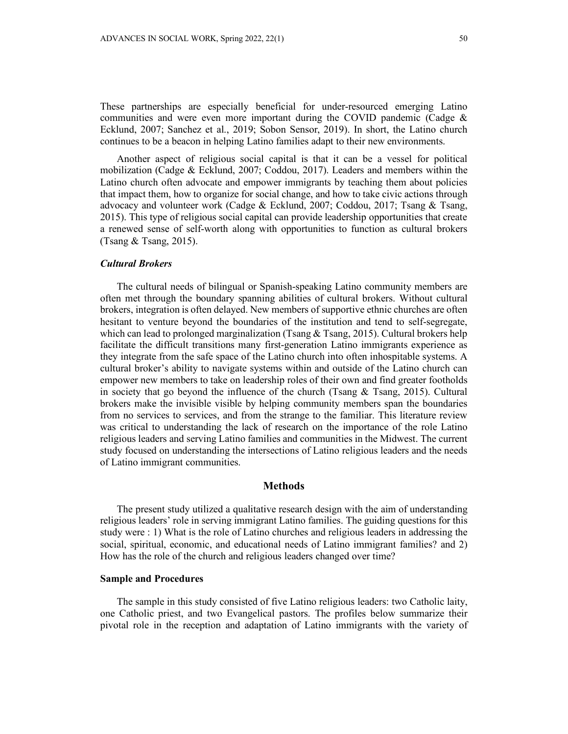These partnerships are especially beneficial for under-resourced emerging Latino communities and were even more important during the COVID pandemic (Cadge & Ecklund, 2007; Sanchez et al., 2019; Sobon Sensor, 2019). In short, the Latino church continues to be a beacon in helping Latino families adapt to their new environments.

Another aspect of religious social capital is that it can be a vessel for political mobilization (Cadge & Ecklund, 2007; Coddou, 2017). Leaders and members within the Latino church often advocate and empower immigrants by teaching them about policies that impact them, how to organize for social change, and how to take civic actions through advocacy and volunteer work (Cadge & Ecklund, 2007; Coddou, 2017; Tsang & Tsang, 2015). This type of religious social capital can provide leadership opportunities that create a renewed sense of self-worth along with opportunities to function as cultural brokers (Tsang & Tsang, 2015).

### *Cultural Brokers*

The cultural needs of bilingual or Spanish-speaking Latino community members are often met through the boundary spanning abilities of cultural brokers. Without cultural brokers, integration is often delayed. New members of supportive ethnic churches are often hesitant to venture beyond the boundaries of the institution and tend to self-segregate, which can lead to prolonged marginalization (Tsang & Tsang, 2015). Cultural brokers help facilitate the difficult transitions many first-generation Latino immigrants experience as they integrate from the safe space of the Latino church into often inhospitable systems. A cultural broker's ability to navigate systems within and outside of the Latino church can empower new members to take on leadership roles of their own and find greater footholds in society that go beyond the influence of the church (Tsang & Tsang, 2015). Cultural brokers make the invisible visible by helping community members span the boundaries from no services to services, and from the strange to the familiar. This literature review was critical to understanding the lack of research on the importance of the role Latino religious leaders and serving Latino families and communities in the Midwest. The current study focused on understanding the intersections of Latino religious leaders and the needs of Latino immigrant communities.

## Methods

The present study utilized a qualitative research design with the aim of understanding religious leaders' role in serving immigrant Latino families. The guiding questions for this study were : 1) What is the role of Latino churches and religious leaders in addressing the social, spiritual, economic, and educational needs of Latino immigrant families? and 2) How has the role of the church and religious leaders changed over time?

### Sample and Procedures

The sample in this study consisted of five Latino religious leaders: two Catholic laity, one Catholic priest, and two Evangelical pastors. The profiles below summarize their pivotal role in the reception and adaptation of Latino immigrants with the variety of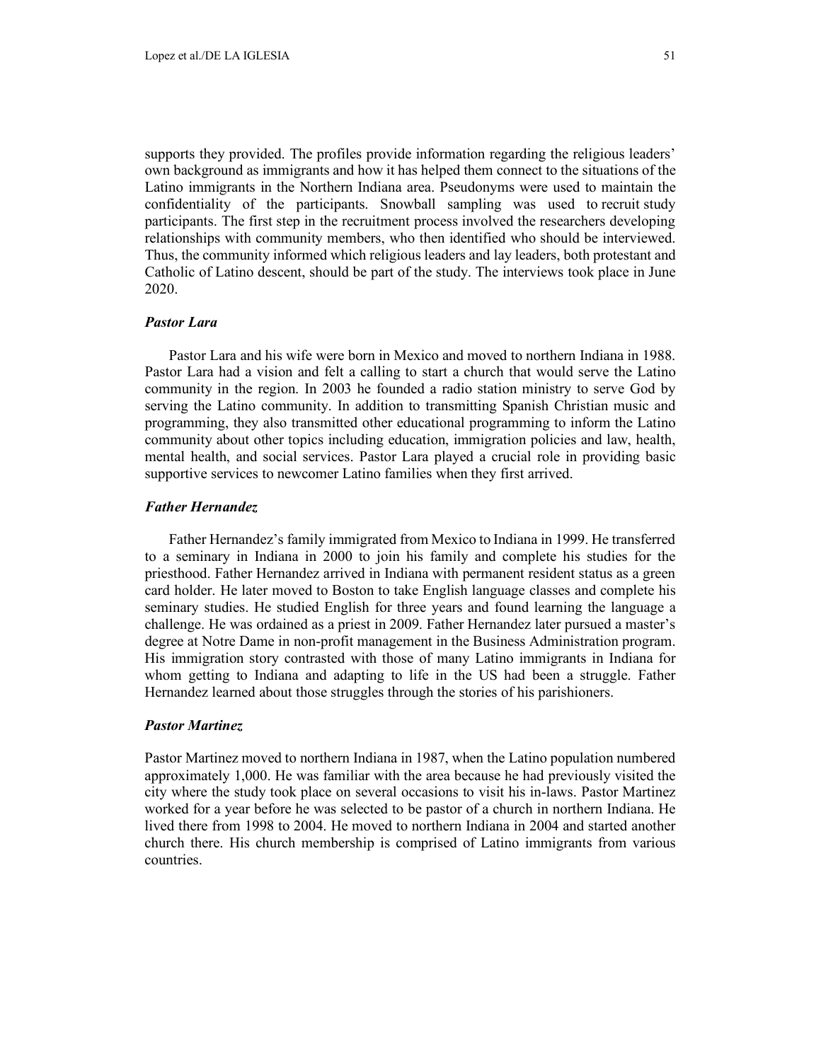supports they provided. The profiles provide information regarding the religious leaders' own background as immigrants and how it has helped them connect to the situations of the Latino immigrants in the Northern Indiana area. Pseudonyms were used to maintain the confidentiality of the participants. Snowball sampling was used to recruit study participants. The first step in the recruitment process involved the researchers developing relationships with community members, who then identified who should be interviewed. Thus, the community informed which religious leaders and lay leaders, both protestant and Catholic of Latino descent, should be part of the study. The interviews took place in June 2020.

### *Pastor Lara*

Pastor Lara and his wife were born in Mexico and moved to northern Indiana in 1988. Pastor Lara had a vision and felt a calling to start a church that would serve the Latino community in the region. In 2003 he founded a radio station ministry to serve God by serving the Latino community. In addition to transmitting Spanish Christian music and programming, they also transmitted other educational programming to inform the Latino community about other topics including education, immigration policies and law, health, mental health, and social services. Pastor Lara played a crucial role in providing basic supportive services to newcomer Latino families when they first arrived.

### *Father Hernandez*

Father Hernandez's family immigrated from Mexico to Indiana in 1999. He transferred to a seminary in Indiana in 2000 to join his family and complete his studies for the priesthood. Father Hernandez arrived in Indiana with permanent resident status as a green card holder. He later moved to Boston to take English language classes and complete his seminary studies. He studied English for three years and found learning the language a challenge. He was ordained as a priest in 2009. Father Hernandez later pursued a master's degree at Notre Dame in non-profit management in the Business Administration program. His immigration story contrasted with those of many Latino immigrants in Indiana for whom getting to Indiana and adapting to life in the US had been a struggle. Father Hernandez learned about those struggles through the stories of his parishioners.

### *Pastor Martinez*

Pastor Martinez moved to northern Indiana in 1987, when the Latino population numbered approximately 1,000. He was familiar with the area because he had previously visited the city where the study took place on several occasions to visit his in-laws. Pastor Martinez worked for a year before he was selected to be pastor of a church in northern Indiana. He lived there from 1998 to 2004. He moved to northern Indiana in 2004 and started another church there. His church membership is comprised of Latino immigrants from various countries.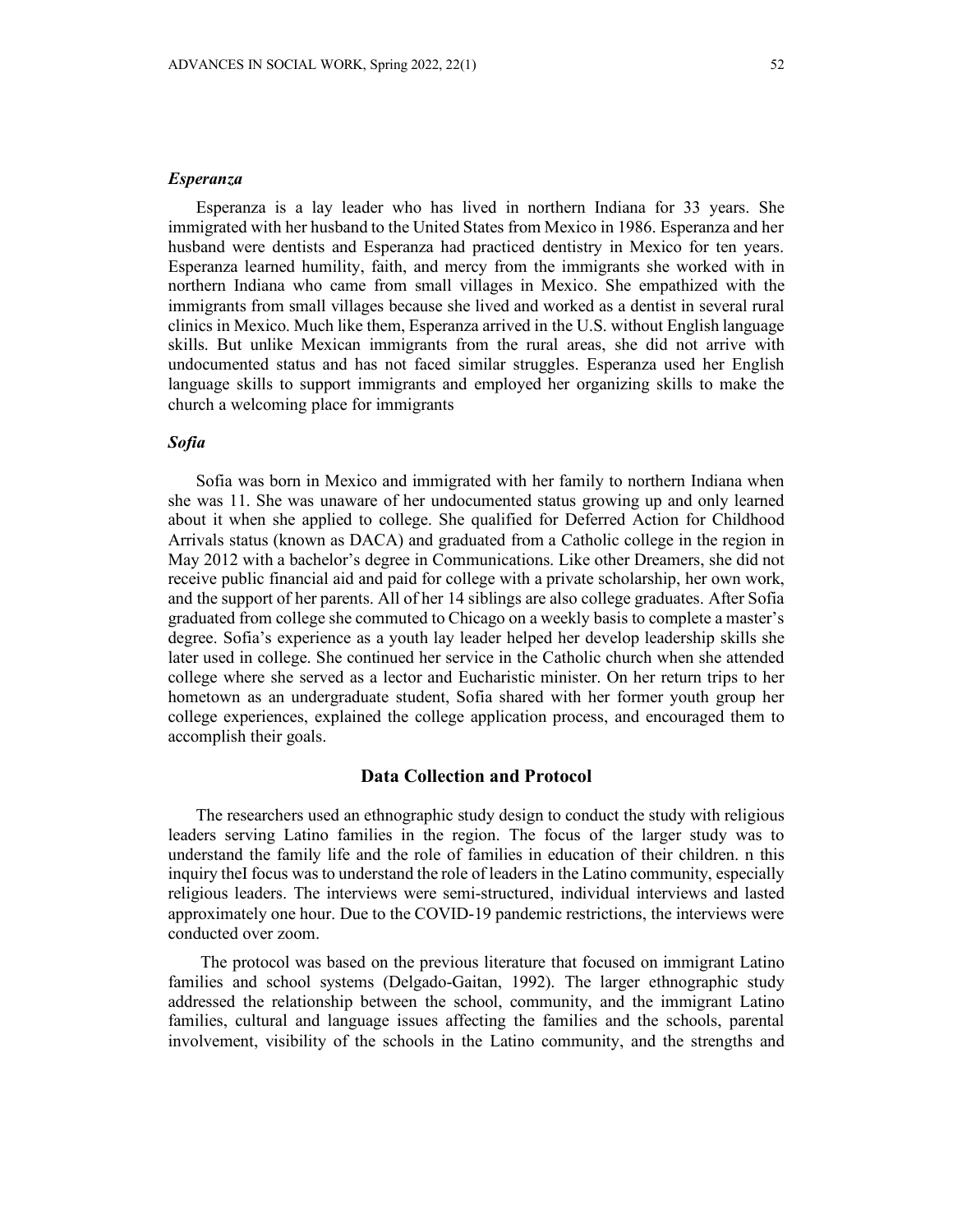### *Esperanza*

Esperanza is a lay leader who has lived in northern Indiana for 33 years. She immigrated with her husband to the United States from Mexico in 1986. Esperanza and her husband were dentists and Esperanza had practiced dentistry in Mexico for ten years. Esperanza learned humility, faith, and mercy from the immigrants she worked with in northern Indiana who came from small villages in Mexico. She empathized with the immigrants from small villages because she lived and worked as a dentist in several rural clinics in Mexico. Much like them, Esperanza arrived in the U.S. without English language skills. But unlike Mexican immigrants from the rural areas, she did not arrive with undocumented status and has not faced similar struggles. Esperanza used her English language skills to support immigrants and employed her organizing skills to make the church a welcoming place for immigrants

### *Sofia*

Sofia was born in Mexico and immigrated with her family to northern Indiana when she was 11. She was unaware of her undocumented status growing up and only learned about it when she applied to college. She qualified for Deferred Action for Childhood Arrivals status (known as DACA) and graduated from a Catholic college in the region in May 2012 with a bachelor's degree in Communications. Like other Dreamers, she did not receive public financial aid and paid for college with a private scholarship, her own work, and the support of her parents. All of her 14 siblings are also college graduates. After Sofia graduated from college she commuted to Chicago on a weekly basis to complete a master's degree. Sofia's experience as a youth lay leader helped her develop leadership skills she later used in college. She continued her service in the Catholic church when she attended college where she served as a lector and Eucharistic minister. On her return trips to her hometown as an undergraduate student, Sofia shared with her former youth group her college experiences, explained the college application process, and encouraged them to accomplish their goals.

## Data Collection and Protocol

The researchers used an ethnographic study design to conduct the study with religious leaders serving Latino families in the region. The focus of the larger study was to understand the family life and the role of families in education of their children. n this inquiry theI focus was to understand the role of leaders in the Latino community, especially religious leaders. The interviews were semi-structured, individual interviews and lasted approximately one hour. Due to the COVID-19 pandemic restrictions, the interviews were conducted over zoom.

The protocol was based on the previous literature that focused on immigrant Latino families and school systems (Delgado-Gaitan, 1992). The larger ethnographic study addressed the relationship between the school, community, and the immigrant Latino families, cultural and language issues affecting the families and the schools, parental involvement, visibility of the schools in the Latino community, and the strengths and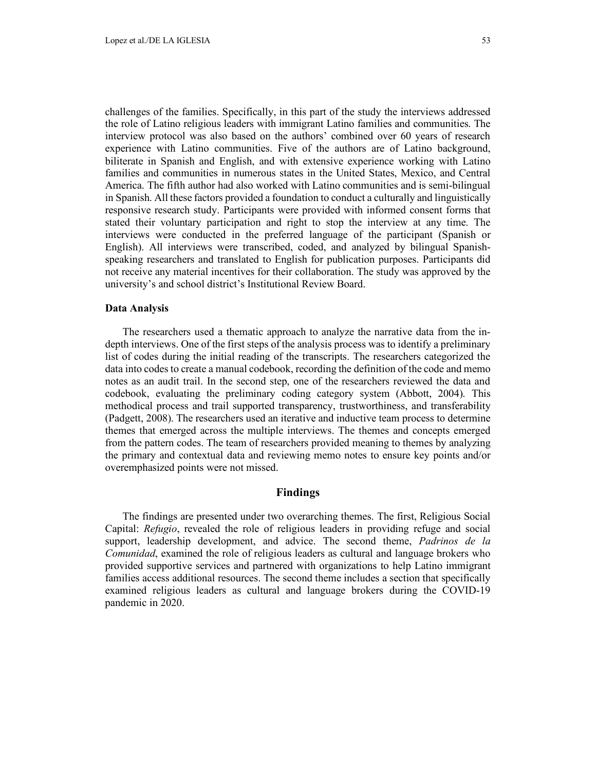challenges of the families. Specifically, in this part of the study the interviews addressed the role of Latino religious leaders with immigrant Latino families and communities. The interview protocol was also based on the authors' combined over 60 years of research experience with Latino communities. Five of the authors are of Latino background, biliterate in Spanish and English, and with extensive experience working with Latino families and communities in numerous states in the United States, Mexico, and Central America. The fifth author had also worked with Latino communities and is semi-bilingual in Spanish. All these factors provided a foundation to conduct a culturally and linguistically responsive research study. Participants were provided with informed consent forms that stated their voluntary participation and right to stop the interview at any time. The interviews were conducted in the preferred language of the participant (Spanish or English). All interviews were transcribed, coded, and analyzed by bilingual Spanish-speaking researchers and translated to English for publication purposes. Participants did not receive any material incentives for their collaboration. The study was approved by the university's and school district's Institutional Review Board.

### Data Analysis

The researchers used a thematic approach to analyze the narrative data from the in-depth interviews. One of the first steps of the analysis process was to identify a preliminary list of codes during the initial reading of the transcripts. The researchers categorized the data into codes to create a manual codebook, recording the definition of the code and memo notes as an audit trail. In the second step, one of the researchers reviewed the data and codebook, evaluating the preliminary coding category system (Abbott, 2004). This methodical process and trail supported transparency, trustworthiness, and transferability (Padgett, 2008). The researchers used an iterative and inductive team process to determine themes that emerged across the multiple interviews. The themes and concepts emerged from the pattern codes. The team of researchers provided meaning to themes by analyzing the primary and contextual data and reviewing memo notes to ensure key points and/or overemphasized points were not missed.

## Findings

The findings are presented under two overarching themes. The first, Religious Social Capital: *Refugio*, revealed the role of religious leaders in providing refuge and social support, leadership development, and advice. The second theme, *Padrinos de la Comunidad*, examined the role of religious leaders as cultural and language brokers who provided supportive services and partnered with organizations to help Latino immigrant families access additional resources. The second theme includes a section that specifically examined religious leaders as cultural and language brokers during the COVID-19 pandemic in 2020.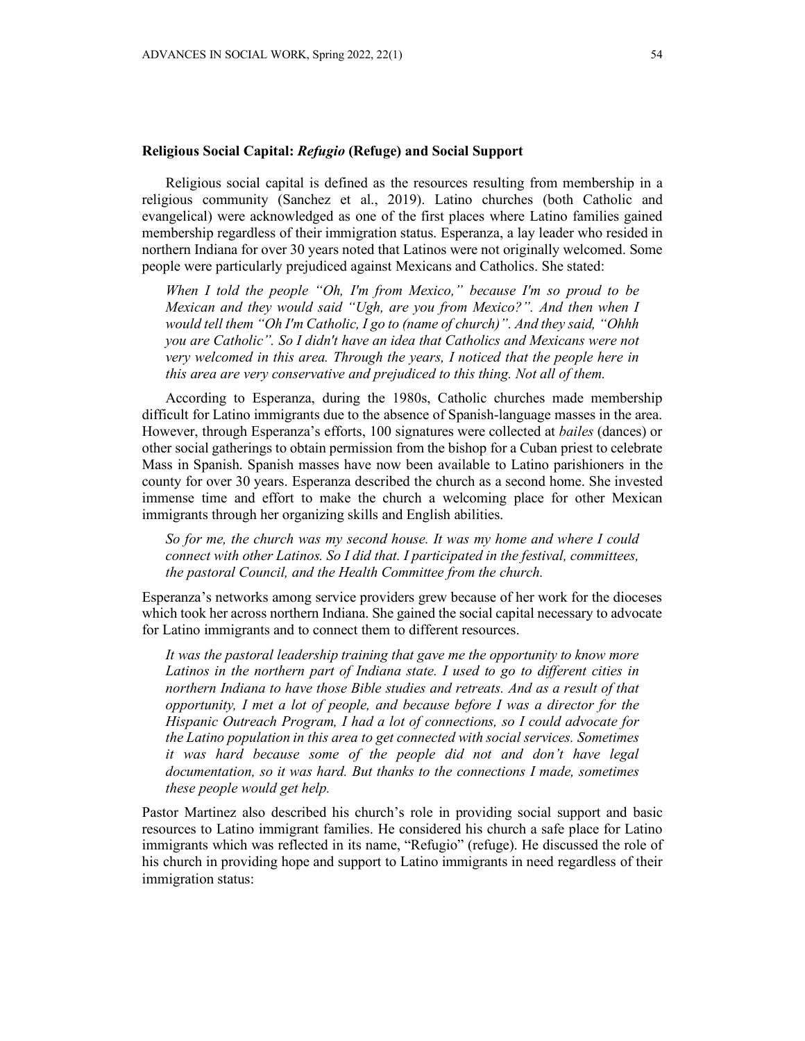### Religious Social Capital: *Refugio* (Refuge) and Social Support

Religious social capital is defined as the resources resulting from membership in a religious community (Sanchez et al., 2019). Latino churches (both Catholic and evangelical) were acknowledged as one of the first places where Latino families gained membership regardless of their immigration status. Esperanza, a lay leader who resided in northern Indiana for over 30 years noted that Latinos were not originally welcomed. Some people were particularly prejudiced against Mexicans and Catholics. She stated:

> *When I told the people "Oh, I'm from Mexico," because I'm so proud to be Mexican and they would said "Ugh, are you from Mexico?". And then when I would tell them "Oh I'm Catholic, I go to (name of church)". And they said, "Ohhh you are Catholic". So I didn't have an idea that Catholics and Mexicans were not very welcomed in this area. Through the years, I noticed that the people here in this area are very conservative and prejudiced to this thing. Not all of them.*

According to Esperanza, during the 1980s, Catholic churches made membership difficult for Latino immigrants due to the absence of Spanish-language masses in the area. However, through Esperanza's efforts, 100 signatures were collected at *bailes* (dances) or other social gatherings to obtain permission from the bishop for a Cuban priest to celebrate Mass in Spanish. Spanish masses have now been available to Latino parishioners in the county for over 30 years. Esperanza described the church as a second home. She invested immense time and effort to make the church a welcoming place for other Mexican immigrants through her organizing skills and English abilities.

> *So for me, the church was my second house. It was my home and where I could connect with other Latinos. So I did that. I participated in the festival, committees, the pastoral Council, and the Health Committee from the church.*

Esperanza's networks among service providers grew because of her work for the dioceses which took her across northern Indiana. She gained the social capital necessary to advocate for Latino immigrants and to connect them to different resources.

> *It was the pastoral leadership training that gave me the opportunity to know more Latinos in the northern part of Indiana state. I used to go to different cities in northern Indiana to have those Bible studies and retreats. And as a result of that opportunity, I met a lot of people, and because before I was a director for the Hispanic Outreach Program, I had a lot of connections, so I could advocate for the Latino population in this area to get connected with social services. Sometimes it was hard because some of the people did not and don't have legal documentation, so it was hard. But thanks to the connections I made, sometimes these people would get help.*

Pastor Martinez also described his church's role in providing social support and basic resources to Latino immigrant families. He considered his church a safe place for Latino immigrants which was reflected in its name, "Refugio" (refuge). He discussed the role of his church in providing hope and support to Latino immigrants in need regardless of their immigration status: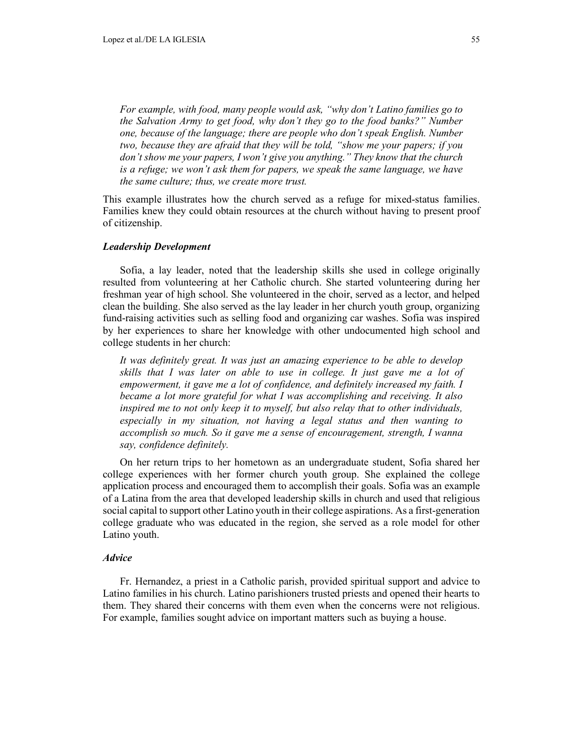> *For example, with food, many people would ask, "why don't Latino families go to the Salvation Army to get food, why don't they go to the food banks?" Number one, because of the language; there are people who don't speak English. Number two, because they are afraid that they will be told, "show me your papers; if you don't show me your papers, I won't give you anything." They know that the church is a refuge; we won't ask them for papers, we speak the same language, we have the same culture; thus, we create more trust.*

This example illustrates how the church served as a refuge for mixed-status families. Families knew they could obtain resources at the church without having to present proof of citizenship.

### *Leadership Development*

Sofia, a lay leader, noted that the leadership skills she used in college originally resulted from volunteering at her Catholic church. She started volunteering during her freshman year of high school. She volunteered in the choir, served as a lector, and helped clean the building. She also served as the lay leader in her church youth group, organizing fund-raising activities such as selling food and organizing car washes. Sofia was inspired by her experiences to share her knowledge with other undocumented high school and college students in her church:

> *It was definitely great. It was just an amazing experience to be able to develop skills that I was later on able to use in college. It just gave me a lot of empowerment, it gave me a lot of confidence, and definitely increased my faith. I became a lot more grateful for what I was accomplishing and receiving. It also inspired me to not only keep it to myself, but also relay that to other individuals, especially in my situation, not having a legal status and then wanting to accomplish so much. So it gave me a sense of encouragement, strength, I wanna say, confidence definitely.*

On her return trips to her hometown as an undergraduate student, Sofia shared her college experiences with her former church youth group. She explained the college application process and encouraged them to accomplish their goals. Sofia was an example of a Latina from the area that developed leadership skills in church and used that religious social capital to support other Latino youth in their college aspirations. As a first-generation college graduate who was educated in the region, she served as a role model for other Latino youth.

### *Advice*

Fr. Hernandez, a priest in a Catholic parish, provided spiritual support and advice to Latino families in his church. Latino parishioners trusted priests and opened their hearts to them. They shared their concerns with them even when the concerns were not religious. For example, families sought advice on important matters such as buying a house.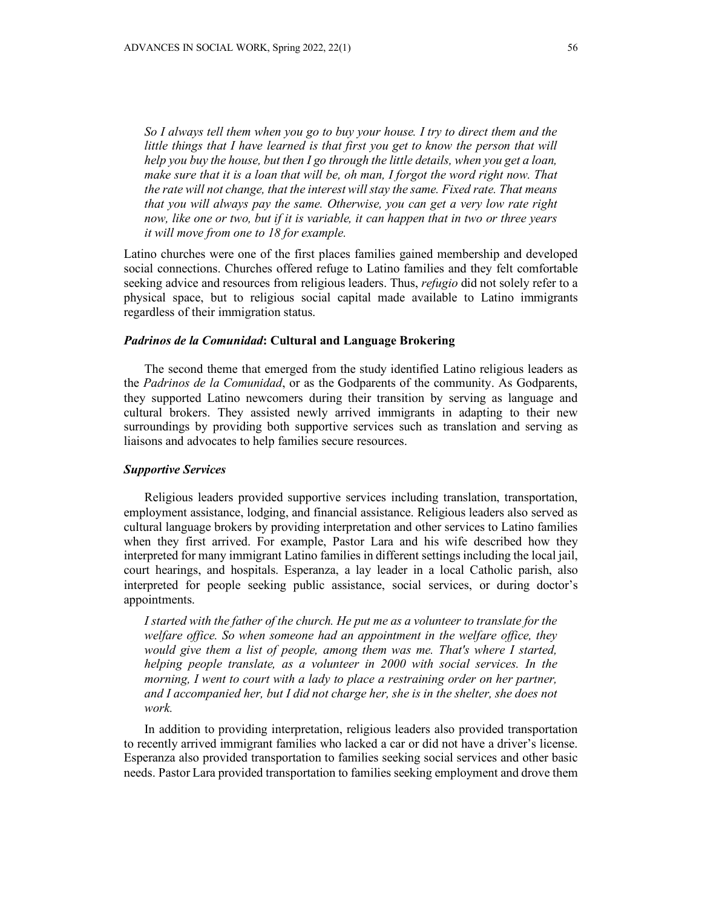*So I always tell them when you go to buy your house. I try to direct them and the little things that I have learned is that first you get to know the person that will help you buy the house, but then I go through the little details, when you get a loan, make sure that it is a loan that will be, oh man, I forgot the word right now. That the rate will not change, that the interest will stay the same. Fixed rate. That means that you will always pay the same. Otherwise, you can get a very low rate right now, like one or two, but if it is variable, it can happen that in two or three years it will move from one to 18 for example.*

Latino churches were one of the first places families gained membership and developed social connections. Churches offered refuge to Latino families and they felt comfortable seeking advice and resources from religious leaders. Thus, *refugio* did not solely refer to a physical space, but to religious social capital made available to Latino immigrants regardless of their immigration status.

### *Padrinos de la Comunidad*: Cultural and Language Brokering

The second theme that emerged from the study identified Latino religious leaders as the *Padrinos de la Comunidad*, or as the Godparents of the community. As Godparents, they supported Latino newcomers during their transition by serving as language and cultural brokers. They assisted newly arrived immigrants in adapting to their new surroundings by providing both supportive services such as translation and serving as liaisons and advocates to help families secure resources.

#### *Supportive Services*

Religious leaders provided supportive services including translation, transportation, employment assistance, lodging, and financial assistance. Religious leaders also served as cultural language brokers by providing interpretation and other services to Latino families when they first arrived. For example, Pastor Lara and his wife described how they interpreted for many immigrant Latino families in different settings including the local jail, court hearings, and hospitals. Esperanza, a lay leader in a local Catholic parish, also interpreted for people seeking public assistance, social services, or during doctor's appointments.

*I started with the father of the church. He put me as a volunteer to translate for the welfare office. So when someone had an appointment in the welfare office, they would give them a list of people, among them was me. That's where I started, helping people translate, as a volunteer in 2000 with social services. In the morning, I went to court with a lady to place a restraining order on her partner, and I accompanied her, but I did not charge her, she is in the shelter, she does not work.*

In addition to providing interpretation, religious leaders also provided transportation to recently arrived immigrant families who lacked a car or did not have a driver's license. Esperanza also provided transportation to families seeking social services and other basic needs. Pastor Lara provided transportation to families seeking employment and drove them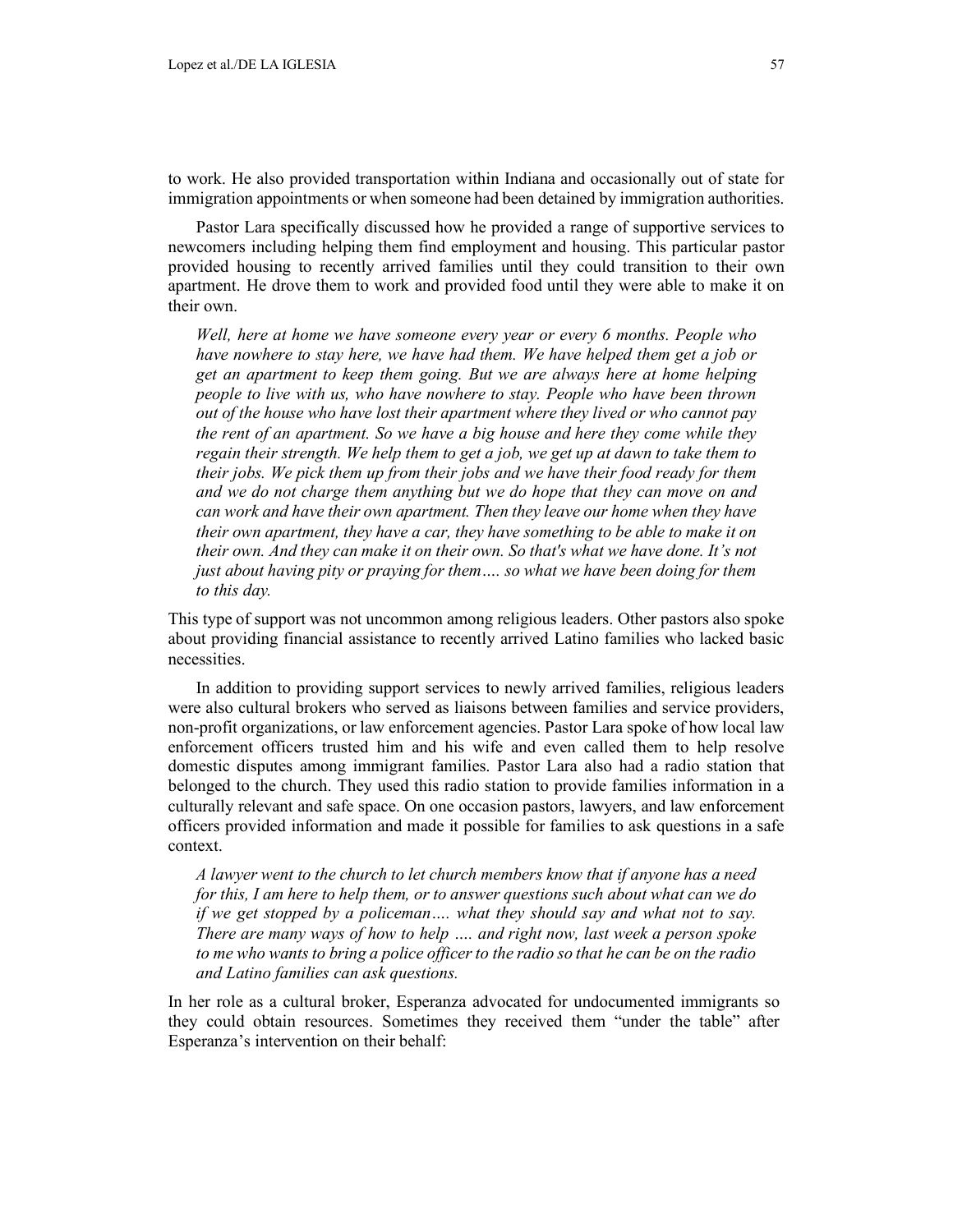to work. He also provided transportation within Indiana and occasionally out of state for immigration appointments or when someone had been detained by immigration authorities.

Pastor Lara specifically discussed how he provided a range of supportive services to newcomers including helping them find employment and housing. This particular pastor provided housing to recently arrived families until they could transition to their own apartment. He drove them to work and provided food until they were able to make it on their own.

> *Well, here at home we have someone every year or every 6 months. People who have nowhere to stay here, we have had them. We have helped them get a job or get an apartment to keep them going. But we are always here at home helping people to live with us, who have nowhere to stay. People who have been thrown out of the house who have lost their apartment where they lived or who cannot pay the rent of an apartment. So we have a big house and here they come while they regain their strength. We help them to get a job, we get up at dawn to take them to their jobs. We pick them up from their jobs and we have their food ready for them and we do not charge them anything but we do hope that they can move on and can work and have their own apartment. Then they leave our home when they have their own apartment, they have a car, they have something to be able to make it on their own. And they can make it on their own. So that's what we have done. It's not just about having pity or praying for them…. so what we have been doing for them to this day.*

This type of support was not uncommon among religious leaders. Other pastors also spoke about providing financial assistance to recently arrived Latino families who lacked basic necessities.

In addition to providing support services to newly arrived families, religious leaders were also cultural brokers who served as liaisons between families and service providers, non-profit organizations, or law enforcement agencies. Pastor Lara spoke of how local law enforcement officers trusted him and his wife and even called them to help resolve domestic disputes among immigrant families. Pastor Lara also had a radio station that belonged to the church. They used this radio station to provide families information in a culturally relevant and safe space. On one occasion pastors, lawyers, and law enforcement officers provided information and made it possible for families to ask questions in a safe context.

> *A lawyer went to the church to let church members know that if anyone has a need for this, I am here to help them, or to answer questions such about what can we do if we get stopped by a policeman…. what they should say and what not to say. There are many ways of how to help …. and right now, last week a person spoke to me who wants to bring a police officer to the radio so that he can be on the radio and Latino families can ask questions.*

In her role as a cultural broker, Esperanza advocated for undocumented immigrants so they could obtain resources. Sometimes they received them "under the table" after Esperanza's intervention on their behalf: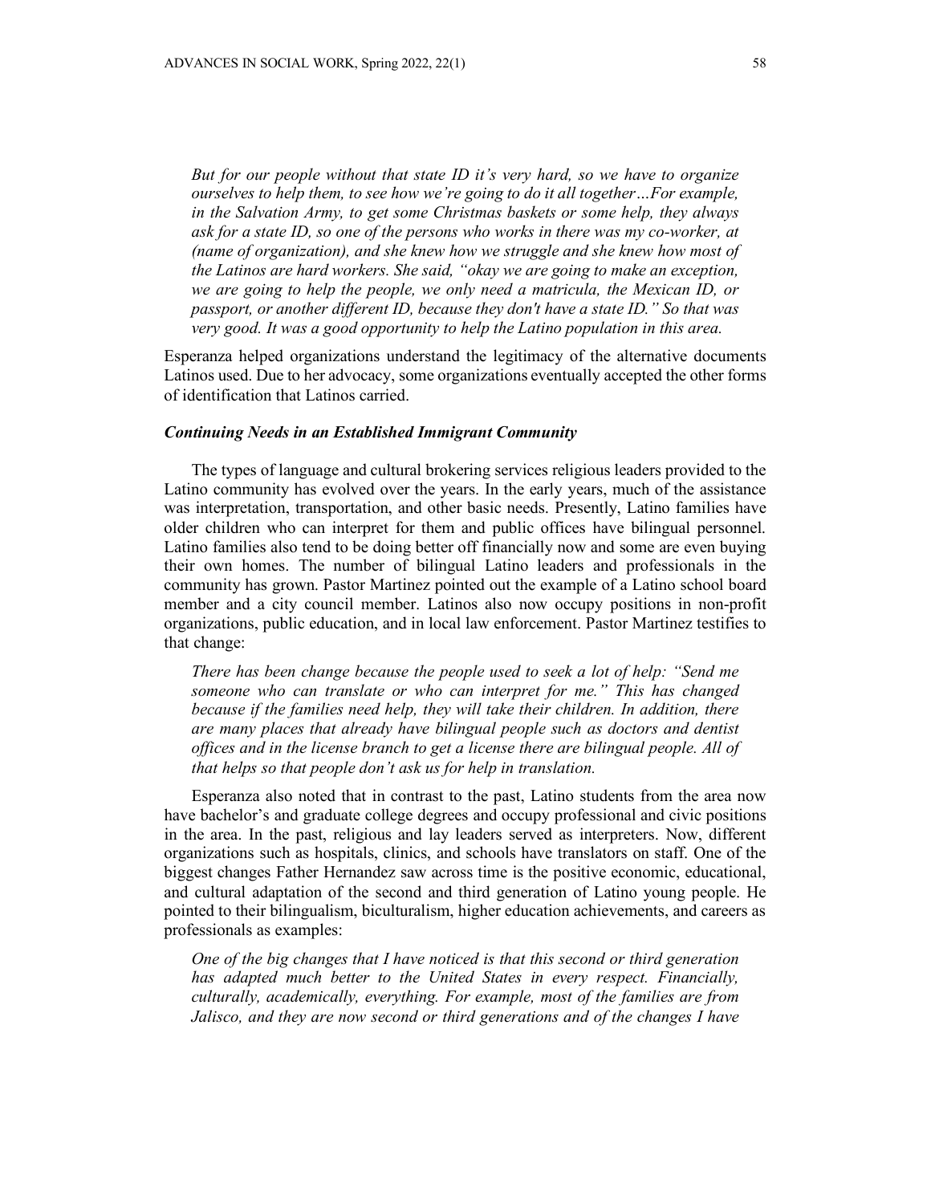*But for our people without that state ID it's very hard, so we have to organize ourselves to help them, to see how we're going to do it all together…For example, in the Salvation Army, to get some Christmas baskets or some help, they always ask for a state ID, so one of the persons who works in there was my co-worker, at (name of organization), and she knew how we struggle and she knew how most of the Latinos are hard workers. She said, "okay we are going to make an exception, we are going to help the people, we only need a matricula, the Mexican ID, or passport, or another different ID, because they don't have a state ID." So that was very good. It was a good opportunity to help the Latino population in this area.*

Esperanza helped organizations understand the legitimacy of the alternative documents Latinos used. Due to her advocacy, some organizations eventually accepted the other forms of identification that Latinos carried.

### *Continuing Needs in an Established Immigrant Community*

The types of language and cultural brokering services religious leaders provided to the Latino community has evolved over the years. In the early years, much of the assistance was interpretation, transportation, and other basic needs. Presently, Latino families have older children who can interpret for them and public offices have bilingual personnel. Latino families also tend to be doing better off financially now and some are even buying their own homes. The number of bilingual Latino leaders and professionals in the community has grown. Pastor Martinez pointed out the example of a Latino school board member and a city council member. Latinos also now occupy positions in non-profit organizations, public education, and in local law enforcement. Pastor Martinez testifies to that change:

*There has been change because the people used to seek a lot of help: "Send me someone who can translate or who can interpret for me." This has changed because if the families need help, they will take their children. In addition, there are many places that already have bilingual people such as doctors and dentist offices and in the license branch to get a license there are bilingual people. All of that helps so that people don't ask us for help in translation.*

Esperanza also noted that in contrast to the past, Latino students from the area now have bachelor's and graduate college degrees and occupy professional and civic positions in the area. In the past, religious and lay leaders served as interpreters. Now, different organizations such as hospitals, clinics, and schools have translators on staff. One of the biggest changes Father Hernandez saw across time is the positive economic, educational, and cultural adaptation of the second and third generation of Latino young people. He pointed to their bilingualism, biculturalism, higher education achievements, and careers as professionals as examples:

*One of the big changes that I have noticed is that this second or third generation has adapted much better to the United States in every respect. Financially, culturally, academically, everything. For example, most of the families are from Jalisco, and they are now second or third generations and of the changes I have*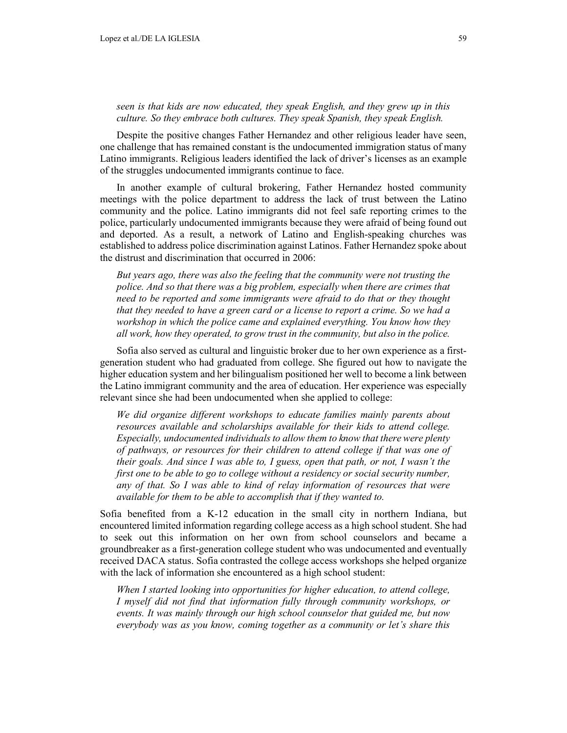*seen is that kids are now educated, they speak English, and they grew up in this culture. So they embrace both cultures. They speak Spanish, they speak English.*

Despite the positive changes Father Hernandez and other religious leader have seen, one challenge that has remained constant is the undocumented immigration status of many Latino immigrants. Religious leaders identified the lack of driver's licenses as an example of the struggles undocumented immigrants continue to face.

In another example of cultural brokering, Father Hernandez hosted community meetings with the police department to address the lack of trust between the Latino community and the police. Latino immigrants did not feel safe reporting crimes to the police, particularly undocumented immigrants because they were afraid of being found out and deported. As a result, a network of Latino and English-speaking churches was established to address police discrimination against Latinos. Father Hernandez spoke about the distrust and discrimination that occurred in 2006:

> *But years ago, there was also the feeling that the community were not trusting the police. And so that there was a big problem, especially when there are crimes that need to be reported and some immigrants were afraid to do that or they thought that they needed to have a green card or a license to report a crime. So we had a workshop in which the police came and explained everything. You know how they all work, how they operated, to grow trust in the community, but also in the police.*

Sofia also served as cultural and linguistic broker due to her own experience as a first-generation student who had graduated from college. She figured out how to navigate the higher education system and her bilingualism positioned her well to become a link between the Latino immigrant community and the area of education. Her experience was especially relevant since she had been undocumented when she applied to college:

> *We did organize different workshops to educate families mainly parents about resources available and scholarships available for their kids to attend college. Especially, undocumented individuals to allow them to know that there were plenty of pathways, or resources for their children to attend college if that was one of their goals. And since I was able to, I guess, open that path, or not, I wasn't the first one to be able to go to college without a residency or social security number, any of that. So I was able to kind of relay information of resources that were available for them to be able to accomplish that if they wanted to.*

Sofia benefited from a K-12 education in the small city in northern Indiana, but encountered limited information regarding college access as a high school student. She had to seek out this information on her own from school counselors and became a groundbreaker as a first-generation college student who was undocumented and eventually received DACA status. Sofia contrasted the college access workshops she helped organize with the lack of information she encountered as a high school student:

> *When I started looking into opportunities for higher education, to attend college, I myself did not find that information fully through community workshops, or events. It was mainly through our high school counselor that guided me, but now everybody was as you know, coming together as a community or let's share this*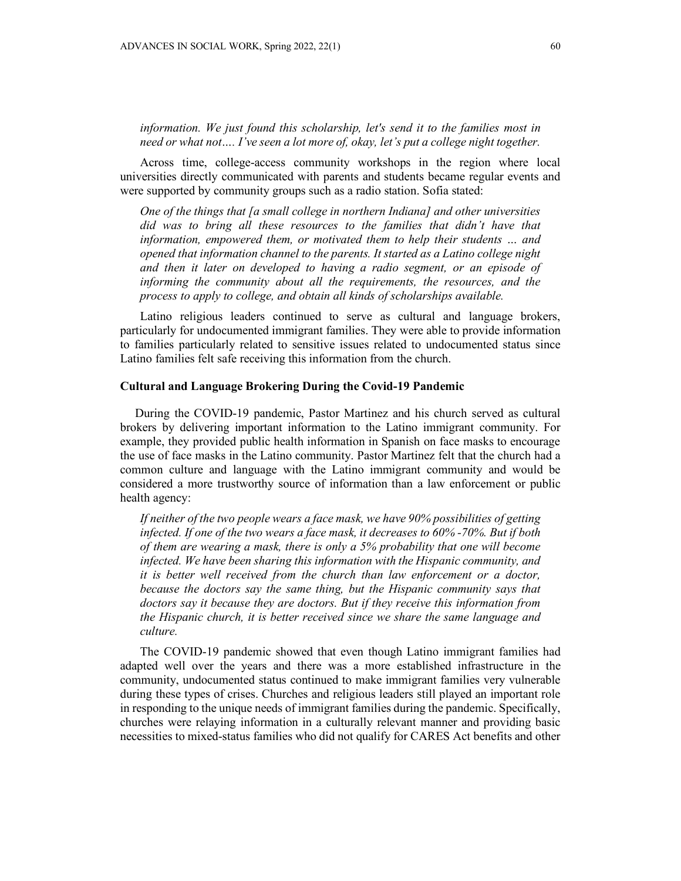*information. We just found this scholarship, let's send it to the families most in need or what not…. I've seen a lot more of, okay, let's put a college night together.*

Across time, college-access community workshops in the region where local universities directly communicated with parents and students became regular events and were supported by community groups such as a radio station. Sofia stated:

> *One of the things that [a small college in northern Indiana] and other universities did was to bring all these resources to the families that didn't have that information, empowered them, or motivated them to help their students … and opened that information channel to the parents. It started as a Latino college night and then it later on developed to having a radio segment, or an episode of informing the community about all the requirements, the resources, and the process to apply to college, and obtain all kinds of scholarships available.*

Latino religious leaders continued to serve as cultural and language brokers, particularly for undocumented immigrant families. They were able to provide information to families particularly related to sensitive issues related to undocumented status since Latino families felt safe receiving this information from the church.

### Cultural and Language Brokering During the Covid-19 Pandemic

During the COVID-19 pandemic, Pastor Martinez and his church served as cultural brokers by delivering important information to the Latino immigrant community. For example, they provided public health information in Spanish on face masks to encourage the use of face masks in the Latino community. Pastor Martinez felt that the church had a common culture and language with the Latino immigrant community and would be considered a more trustworthy source of information than a law enforcement or public health agency:

> *If neither of the two people wears a face mask, we have 90% possibilities of getting infected. If one of the two wears a face mask, it decreases to 60%-70%. But if both of them are wearing a mask, there is only a 5% probability that one will become infected. We have been sharing this information with the Hispanic community, and it is better well received from the church than law enforcement or a doctor, because the doctors say the same thing, but the Hispanic community says that doctors say it because they are doctors. But if they receive this information from the Hispanic church, it is better received since we share the same language and culture.*

The COVID-19 pandemic showed that even though Latino immigrant families had adapted well over the years and there was a more established infrastructure in the community, undocumented status continued to make immigrant families very vulnerable during these types of crises. Churches and religious leaders still played an important role in responding to the unique needs of immigrant families during the pandemic. Specifically, churches were relaying information in a culturally relevant manner and providing basic necessities to mixed-status families who did not qualify for CARES Act benefits and other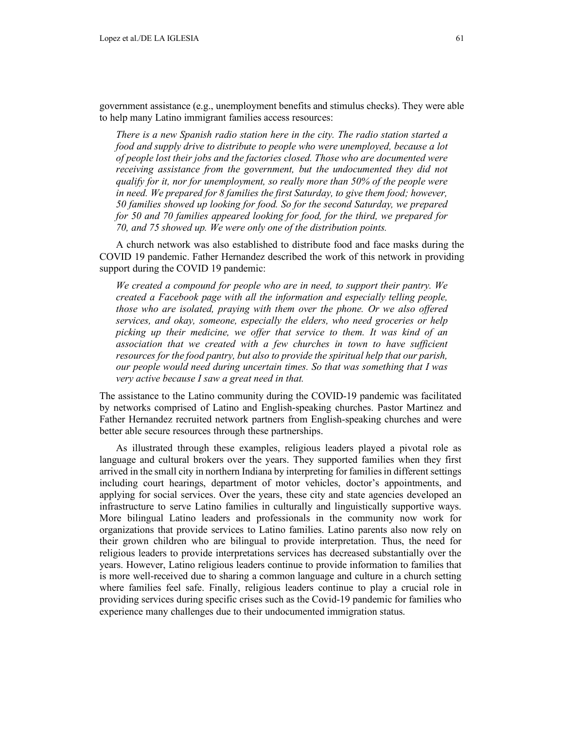government assistance (e.g., unemployment benefits and stimulus checks). They were able to help many Latino immigrant families access resources:

> *There is a new Spanish radio station here in the city. The radio station started a food and supply drive to distribute to people who were unemployed, because a lot of people lost their jobs and the factories closed. Those who are documented were receiving assistance from the government, but the undocumented they did not qualify for it, nor for unemployment, so really more than 50% of the people were in need. We prepared for 8 families the first Saturday, to give them food; however, 50 families showed up looking for food. So for the second Saturday, we prepared for 50 and 70 families appeared looking for food, for the third, we prepared for 70, and 75 showed up. We were only one of the distribution points.*

A church network was also established to distribute food and face masks during the COVID 19 pandemic. Father Hernandez described the work of this network in providing support during the COVID 19 pandemic:

> *We created a compound for people who are in need, to support their pantry. We created a Facebook page with all the information and especially telling people, those who are isolated, praying with them over the phone. Or we also offered services, and okay, someone, especially the elders, who need groceries or help picking up their medicine, we offer that service to them. It was kind of an association that we created with a few churches in town to have sufficient resources for the food pantry, but also to provide the spiritual help that our parish, our people would need during uncertain times. So that was something that I was very active because I saw a great need in that.*

The assistance to the Latino community during the COVID-19 pandemic was facilitated by networks comprised of Latino and English-speaking churches. Pastor Martinez and Father Hernandez recruited network partners from English-speaking churches and were better able secure resources through these partnerships.

As illustrated through these examples, religious leaders played a pivotal role as language and cultural brokers over the years. They supported families when they first arrived in the small city in northern Indiana by interpreting for families in different settings including court hearings, department of motor vehicles, doctor's appointments, and applying for social services. Over the years, these city and state agencies developed an infrastructure to serve Latino families in culturally and linguistically supportive ways. More bilingual Latino leaders and professionals in the community now work for organizations that provide services to Latino families. Latino parents also now rely on their grown children who are bilingual to provide interpretation. Thus, the need for religious leaders to provide interpretations services has decreased substantially over the years. However, Latino religious leaders continue to provide information to families that is more well-received due to sharing a common language and culture in a church setting where families feel safe. Finally, religious leaders continue to play a crucial role in providing services during specific crises such as the Covid-19 pandemic for families who experience many challenges due to their undocumented immigration status.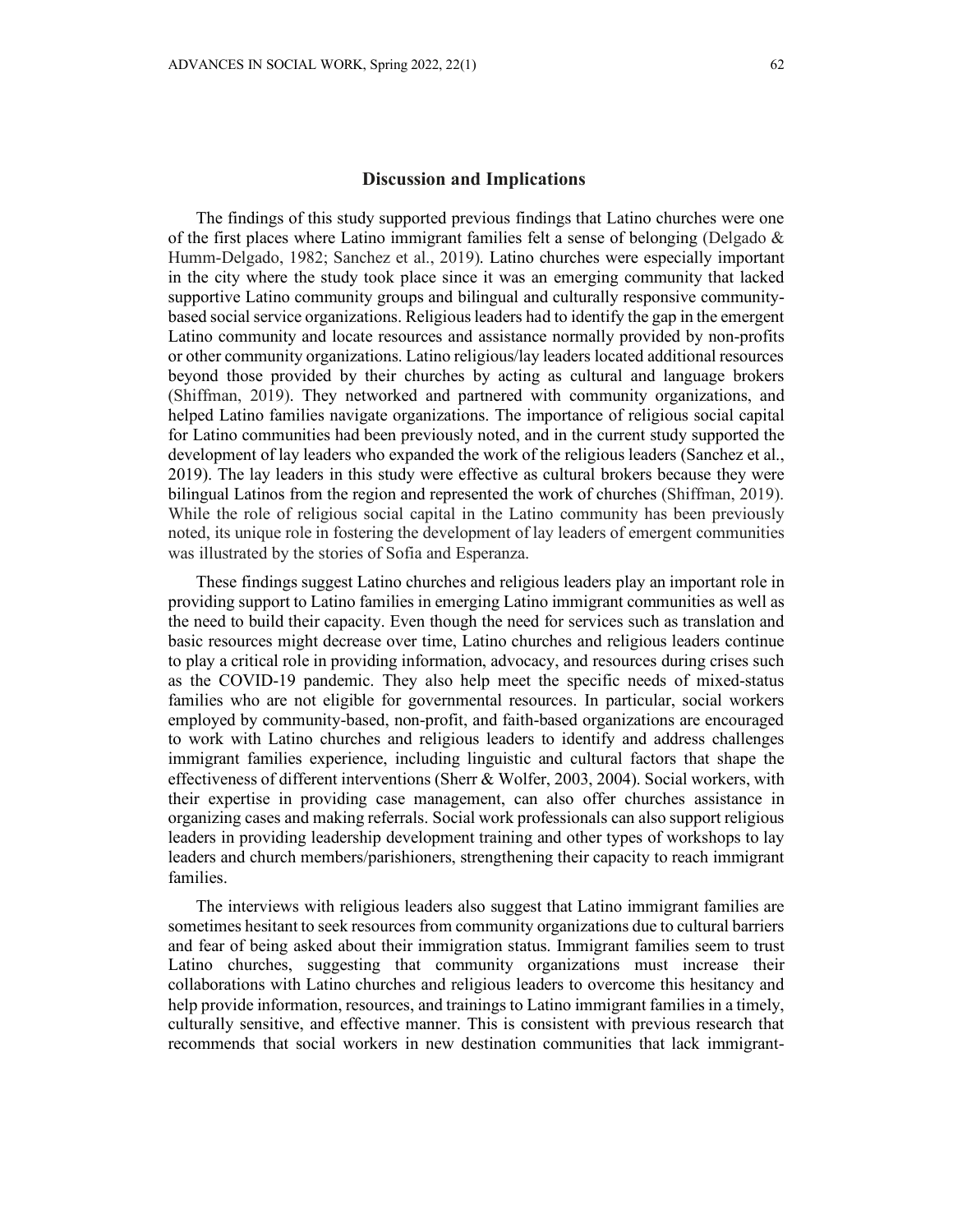## Discussion and Implications

The findings of this study supported previous findings that Latino churches were one of the first places where Latino immigrant families felt a sense of belonging (Delgado & Humm-Delgado, 1982; Sanchez et al., 2019). Latino churches were especially important in the city where the study took place since it was an emerging community that lacked supportive Latino community groups and bilingual and culturally responsive community-based social service organizations. Religious leaders had to identify the gap in the emergent Latino community and locate resources and assistance normally provided by non-profits or other community organizations. Latino religious/lay leaders located additional resources beyond those provided by their churches by acting as cultural and language brokers (Shiffman, 2019). They networked and partnered with community organizations, and helped Latino families navigate organizations. The importance of religious social capital for Latino communities had been previously noted, and in the current study supported the development of lay leaders who expanded the work of the religious leaders (Sanchez et al., 2019). The lay leaders in this study were effective as cultural brokers because they were bilingual Latinos from the region and represented the work of churches (Shiffman, 2019). While the role of religious social capital in the Latino community has been previously noted, its unique role in fostering the development of lay leaders of emergent communities was illustrated by the stories of Sofia and Esperanza.

These findings suggest Latino churches and religious leaders play an important role in providing support to Latino families in emerging Latino immigrant communities as well as the need to build their capacity. Even though the need for services such as translation and basic resources might decrease over time, Latino churches and religious leaders continue to play a critical role in providing information, advocacy, and resources during crises such as the COVID-19 pandemic. They also help meet the specific needs of mixed-status families who are not eligible for governmental resources. In particular, social workers employed by community-based, non-profit, and faith-based organizations are encouraged to work with Latino churches and religious leaders to identify and address challenges immigrant families experience, including linguistic and cultural factors that shape the effectiveness of different interventions (Sherr & Wolfer, 2003, 2004). Social workers, with their expertise in providing case management, can also offer churches assistance in organizing cases and making referrals. Social work professionals can also support religious leaders in providing leadership development training and other types of workshops to lay leaders and church members/parishioners, strengthening their capacity to reach immigrant families.

The interviews with religious leaders also suggest that Latino immigrant families are sometimes hesitant to seek resources from community organizations due to cultural barriers and fear of being asked about their immigration status. Immigrant families seem to trust Latino churches, suggesting that community organizations must increase their collaborations with Latino churches and religious leaders to overcome this hesitancy and help provide information, resources, and trainings to Latino immigrant families in a timely, culturally sensitive, and effective manner. This is consistent with previous research that recommends that social workers in new destination communities that lack immigrant-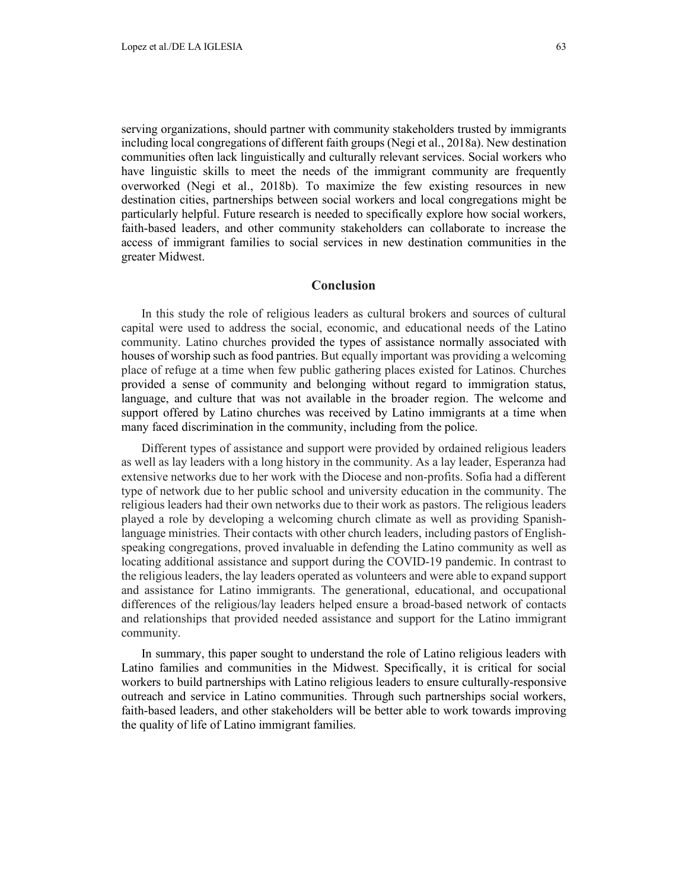serving organizations, should partner with community stakeholders trusted by immigrants including local congregations of different faith groups (Negi et al., 2018a). New destination communities often lack linguistically and culturally relevant services. Social workers who have linguistic skills to meet the needs of the immigrant community are frequently overworked (Negi et al., 2018b). To maximize the few existing resources in new destination cities, partnerships between social workers and local congregations might be particularly helpful. Future research is needed to specifically explore how social workers, faith-based leaders, and other community stakeholders can collaborate to increase the access of immigrant families to social services in new destination communities in the greater Midwest.

## Conclusion

In this study the role of religious leaders as cultural brokers and sources of cultural capital were used to address the social, economic, and educational needs of the Latino community. Latino churches provided the types of assistance normally associated with houses of worship such as food pantries. But equally important was providing a welcoming place of refuge at a time when few public gathering places existed for Latinos. Churches provided a sense of community and belonging without regard to immigration status, language, and culture that was not available in the broader region. The welcome and support offered by Latino churches was received by Latino immigrants at a time when many faced discrimination in the community, including from the police.

Different types of assistance and support were provided by ordained religious leaders as well as lay leaders with a long history in the community. As a lay leader, Esperanza had extensive networks due to her work with the Diocese and non-profits. Sofia had a different type of network due to her public school and university education in the community. The religious leaders had their own networks due to their work as pastors. The religious leaders played a role by developing a welcoming church climate as well as providing Spanish-language ministries. Their contacts with other church leaders, including pastors of English-speaking congregations, proved invaluable in defending the Latino community as well as locating additional assistance and support during the COVID-19 pandemic. In contrast to the religious leaders, the lay leaders operated as volunteers and were able to expand support and assistance for Latino immigrants. The generational, educational, and occupational differences of the religious/lay leaders helped ensure a broad-based network of contacts and relationships that provided needed assistance and support for the Latino immigrant community.

In summary, this paper sought to understand the role of Latino religious leaders with Latino families and communities in the Midwest. Specifically, it is critical for social workers to build partnerships with Latino religious leaders to ensure culturally-responsive outreach and service in Latino communities. Through such partnerships social workers, faith-based leaders, and other stakeholders will be better able to work towards improving the quality of life of Latino immigrant families.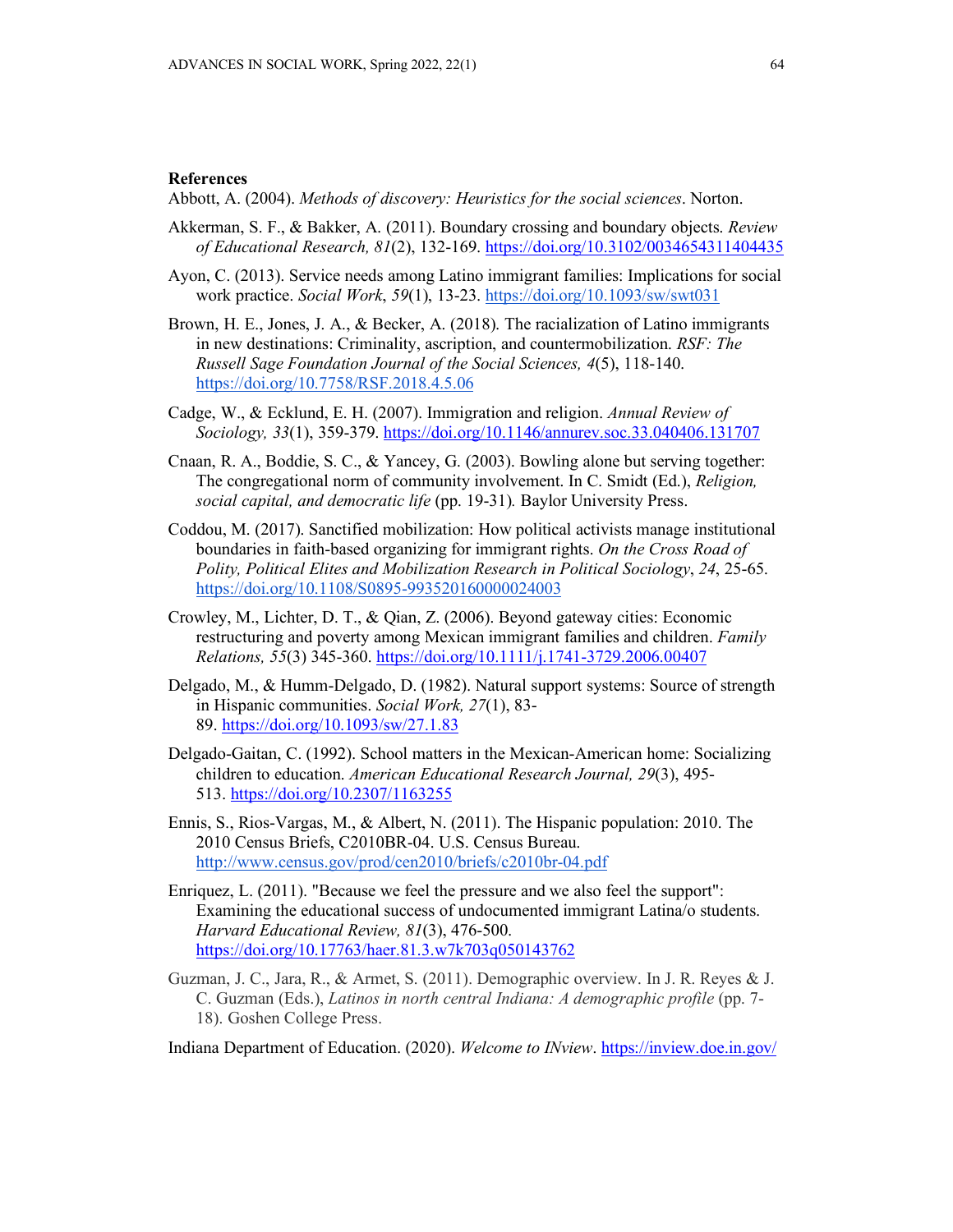## References

Abbott, A. (2004). *Methods of discovery: Heuristics for the social sciences*. Norton.

Akkerman, S. F., & Bakker, A. (2011). Boundary crossing and boundary objects. *Review of Educational Research, 81*(2), 132-169. https://doi.org/10.3102/0034654311404435

Ayon, C. (2013). Service needs among Latino immigrant families: Implications for social work practice. *Social Work*, *59*(1), 13-23. https://doi.org/10.1093/sw/swt031

Brown, H. E., Jones, J. A., & Becker, A. (2018). The racialization of Latino immigrants in new destinations: Criminality, ascription, and countermobilization. *RSF: The Russell Sage Foundation Journal of the Social Sciences, 4*(5), 118-140. https://doi.org/10.7758/RSF.2018.4.5.06

Cadge, W., & Ecklund, E. H. (2007). Immigration and religion. *Annual Review of Sociology, 33*(1), 359-379. https://doi.org/10.1146/annurev.soc.33.040406.131707

Cnaan, R. A., Boddie, S. C., & Yancey, G. (2003). Bowling alone but serving together: The congregational norm of community involvement. In C. Smidt (Ed.), *Religion, social capital, and democratic life* (pp. 19-31)*.* Baylor University Press.

Coddou, M. (2017). Sanctified mobilization: How political activists manage institutional boundaries in faith-based organizing for immigrant rights. *On the Cross Road of Polity, Political Elites and Mobilization Research in Political Sociology*, *24*, 25-65. https://doi.org/10.1108/S0895-993520160000024003

Crowley, M., Lichter, D. T., & Qian, Z. (2006). Beyond gateway cities: Economic restructuring and poverty among Mexican immigrant families and children. *Family Relations, 55*(3) 345-360. https://doi.org/10.1111/j.1741-3729.2006.00407

Delgado, M., & Humm-Delgado, D. (1982). Natural support systems: Source of strength in Hispanic communities. *Social Work, 27*(1), 83-89. https://doi.org/10.1093/sw/27.1.83

Delgado-Gaitan, C. (1992). School matters in the Mexican-American home: Socializing children to education. *American Educational Research Journal, 29*(3), 495-513. https://doi.org/10.2307/1163255

Ennis, S., Rios-Vargas, M., & Albert, N. (2011). The Hispanic population: 2010. The 2010 Census Briefs, C2010BR-04. U.S. Census Bureau. http://www.census.gov/prod/cen2010/briefs/c2010br-04.pdf

Enriquez, L. (2011). "Because we feel the pressure and we also feel the support": Examining the educational success of undocumented immigrant Latina/o students. *Harvard Educational Review, 81*(3), 476-500. https://doi.org/10.17763/haer.81.3.w7k703q050143762

Guzman, J. C., Jara, R., & Armet, S. (2011). Demographic overview. In J. R. Reyes & J. C. Guzman (Eds.), *Latinos in north central Indiana: A demographic profile* (pp. 7-18). Goshen College Press.

Indiana Department of Education. (2020). *Welcome to INview*. https://inview.doe.in.gov/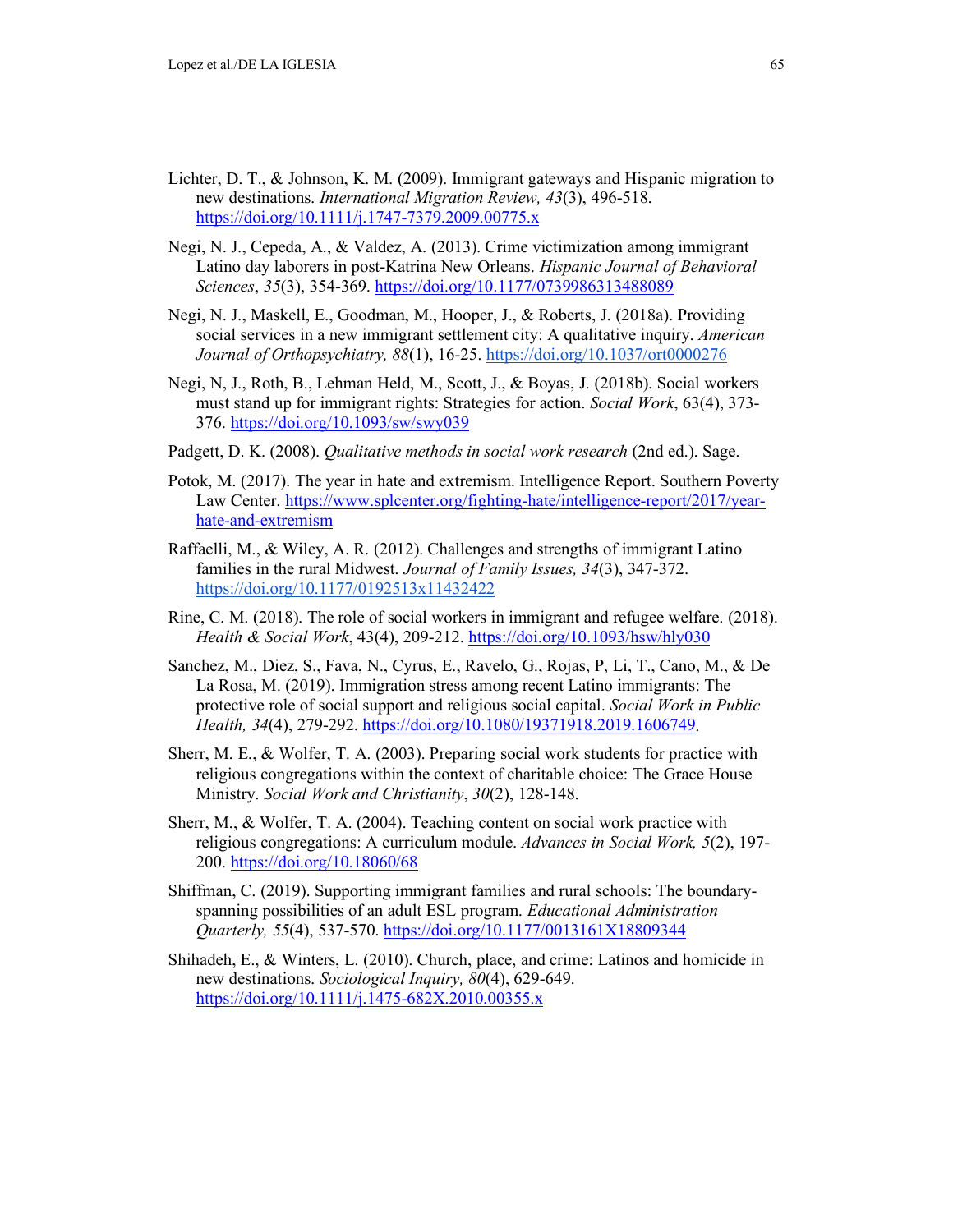Lichter, D. T., & Johnson, K. M. (2009). Immigrant gateways and Hispanic migration to new destinations. *International Migration Review, 43*(3), 496-518. https://doi.org/10.1111/j.1747-7379.2009.00775.x

Negi, N. J., Cepeda, A., & Valdez, A. (2013). Crime victimization among immigrant Latino day laborers in post-Katrina New Orleans. *Hispanic Journal of Behavioral Sciences*, *35*(3), 354-369. https://doi.org/10.1177/0739986313488089

Negi, N. J., Maskell, E., Goodman, M., Hooper, J., & Roberts, J. (2018a). Providing social services in a new immigrant settlement city: A qualitative inquiry. *American Journal of Orthopsychiatry, 88*(1), 16-25. https://doi.org/10.1037/ort0000276

Negi, N, J., Roth, B., Lehman Held, M., Scott, J., & Boyas, J. (2018b). Social workers must stand up for immigrant rights: Strategies for action. *Social Work*, 63(4), 373-376. https://doi.org/10.1093/sw/swy039

Padgett, D. K. (2008). *Qualitative methods in social work research* (2nd ed.). Sage.

Potok, M. (2017). The year in hate and extremism. Intelligence Report. Southern Poverty Law Center. https://www.splcenter.org/fighting-hate/intelligence-report/2017/year-hate-and-extremism

Raffaelli, M., & Wiley, A. R. (2012). Challenges and strengths of immigrant Latino families in the rural Midwest. *Journal of Family Issues, 34*(3), 347-372. https://doi.org/10.1177/0192513x11432422

Rine, C. M. (2018). The role of social workers in immigrant and refugee welfare. (2018). *Health & Social Work*, 43(4), 209-212. https://doi.org/10.1093/hsw/hly030

Sanchez, M., Diez, S., Fava, N., Cyrus, E., Ravelo, G., Rojas, P, Li, T., Cano, M., & De La Rosa, M. (2019). Immigration stress among recent Latino immigrants: The protective role of social support and religious social capital. *Social Work in Public Health, 34*(4), 279-292. https://doi.org/10.1080/19371918.2019.1606749.

Sherr, M. E., & Wolfer, T. A. (2003). Preparing social work students for practice with religious congregations within the context of charitable choice: The Grace House Ministry. *Social Work and Christianity*, *30*(2), 128-148.

Sherr, M., & Wolfer, T. A. (2004). Teaching content on social work practice with religious congregations: A curriculum module. *Advances in Social Work, 5*(2), 197-200. https://doi.org/10.18060/68

Shiffman, C. (2019). Supporting immigrant families and rural schools: The boundary-spanning possibilities of an adult ESL program. *Educational Administration Quarterly, 55*(4), 537-570. https://doi.org/10.1177/0013161X18809344

Shihadeh, E., & Winters, L. (2010). Church, place, and crime: Latinos and homicide in new destinations. *Sociological Inquiry, 80*(4), 629-649. https://doi.org/10.1111/j.1475-682X.2010.00355.x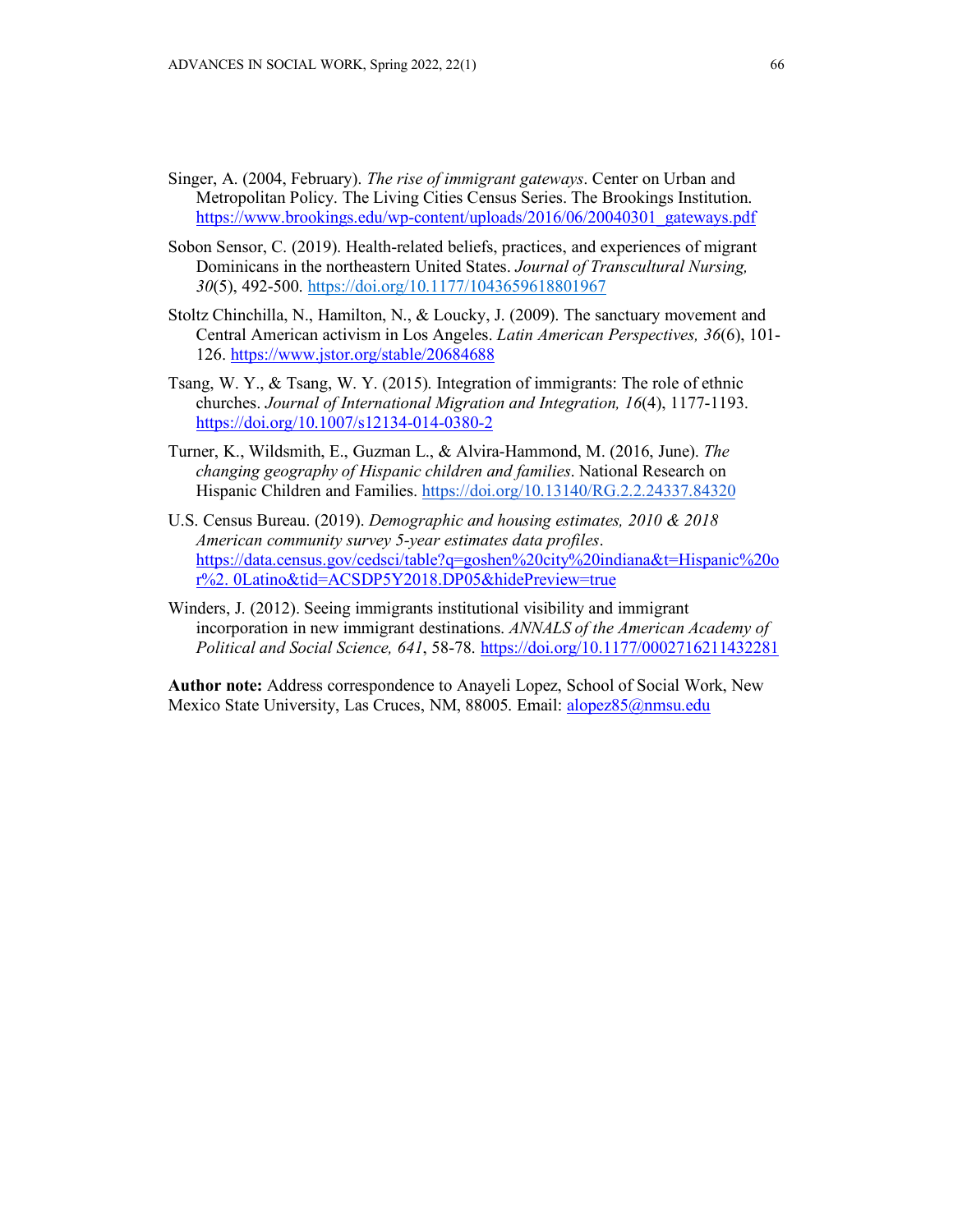Singer, A. (2004, February). *The rise of immigrant gateways*. Center on Urban and Metropolitan Policy. The Living Cities Census Series. The Brookings Institution. https://www.brookings.edu/wp-content/uploads/2016/06/20040301_gateways.pdf

Sobon Sensor, C. (2019). Health-related beliefs, practices, and experiences of migrant Dominicans in the northeastern United States. *Journal of Transcultural Nursing, 30*(5), 492-500. https://doi.org/10.1177/1043659618801967

Stoltz Chinchilla, N., Hamilton, N., & Loucky, J. (2009). The sanctuary movement and Central American activism in Los Angeles. *Latin American Perspectives, 36*(6), 101-126. https://www.jstor.org/stable/20684688

Tsang, W. Y., & Tsang, W. Y. (2015). Integration of immigrants: The role of ethnic churches. *Journal of International Migration and Integration, 16*(4), 1177-1193. https://doi.org/10.1007/s12134-014-0380-2

Turner, K., Wildsmith, E., Guzman L., & Alvira-Hammond, M. (2016, June). *The changing geography of Hispanic children and families*. National Research on Hispanic Children and Families. https://doi.org/10.13140/RG.2.2.24337.84320

U.S. Census Bureau. (2019). *Demographic and housing estimates, 2010 & 2018 American community survey 5-year estimates data profiles*. https://data.census.gov/cedsci/table?q=goshen%20city%20indiana&t=Hispanic%20or%2. 0Latino&tid=ACSDP5Y2018.DP05&hidePreview=true

Winders, J. (2012). Seeing immigrants institutional visibility and immigrant incorporation in new immigrant destinations. *ANNALS of the American Academy of Political and Social Science, 641*, 58-78. https://doi.org/10.1177/0002716211432281

**Author note:** Address correspondence to Anayeli Lopez, School of Social Work, New Mexico State University, Las Cruces, NM, 88005. Email: alopez85@nmsu.edu